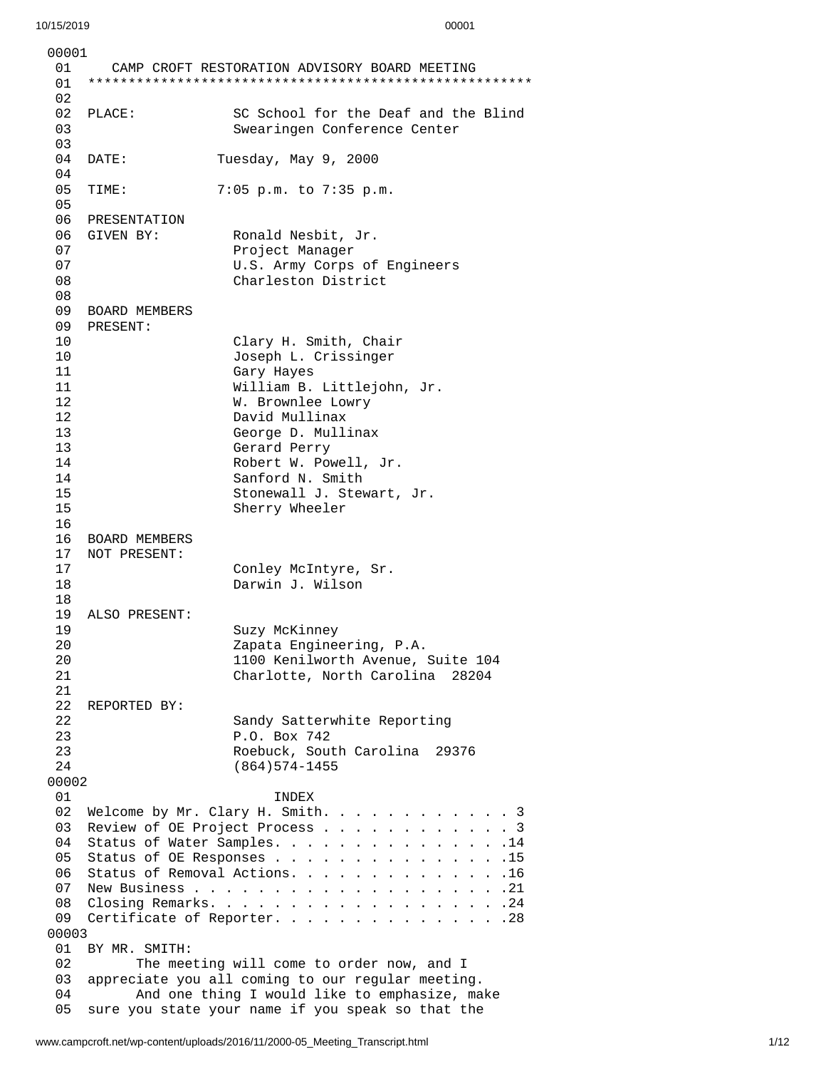```
00001
 01     CAMP CROFT RESTORATION ADVISORY BOARD MEETING
 01  *****************************************************
 02
 02  PLACE:            SC School for the Deaf and the Blind
 03                    Swearingen Conference Center
 03
 04  DATE:            Tuesday, May 9, 2000
 04
 05  TIME:            7:05 p.m. to 7:35 p.m.
 05
 06  PRESENTATION
 06  GIVEN BY:         Ronald Nesbit, Jr.
 07                    Project Manager
 07                    U.S. Army Corps of Engineers
 08                    Charleston District
 08
 09  BOARD MEMBERS
 09  PRESENT:
 10                    Clary H. Smith, Chair
 10                    Joseph L. Crissinger
 11                    Gary Hayes
 11                    William B. Littlejohn, Jr.
 12                    W. Brownlee Lowry
 12                    David Mullinax
 13                    George D. Mullinax
 13                    Gerard Perry
 14                    Robert W. Powell, Jr.
 14                    Sanford N. Smith
 15                    Stonewall J. Stewart, Jr.
 15                    Sherry Wheeler
 16
 16  BOARD MEMBERS
 17  NOT PRESENT:
 17                    Conley McIntyre, Sr.
 18                    Darwin J. Wilson
 18
 19  ALSO PRESENT:
 19                    Suzy McKinney
 20                    Zapata Engineering, P.A.
 20                    1100 Kenilworth Avenue, Suite 104
 21                    Charlotte, North Carolina  28204
 21
 22  REPORTED BY:
 22                    Sandy Satterwhite Reporting
 23                    P.O. Box 742
 23                    Roebuck, South Carolina  29376
 24                    (864)574-1455
00002
 01                          INDEX
 02  Welcome by Mr. Clary H. Smith. . . . . . . . . . . . 3
 03  Review of OE Project Process . . . . . . . . . . . . 3
 04  Status of Water Samples. . . . . . . . . . . . . . .14
 05  Status of OE Responses . . . . . . . . . . . . . . .15
 06  Status of Removal Actions. . . . . . . . . . . . . .16
 07  New Business . . . . . . . . . . . . . . . . . . . .21
 08  Closing Remarks. . . . . . . . . . . . . . . . . . .24
 09  Certificate of Reporter. . . . . . . . . . . . . . .28
00003
 01  BY MR. SMITH:
 02        The meeting will come to order now, and I
 03  appreciate you all coming to our regular meeting.
 04        And one thing I would like to emphasize, make
 05  sure you state your name if you speak so that the
```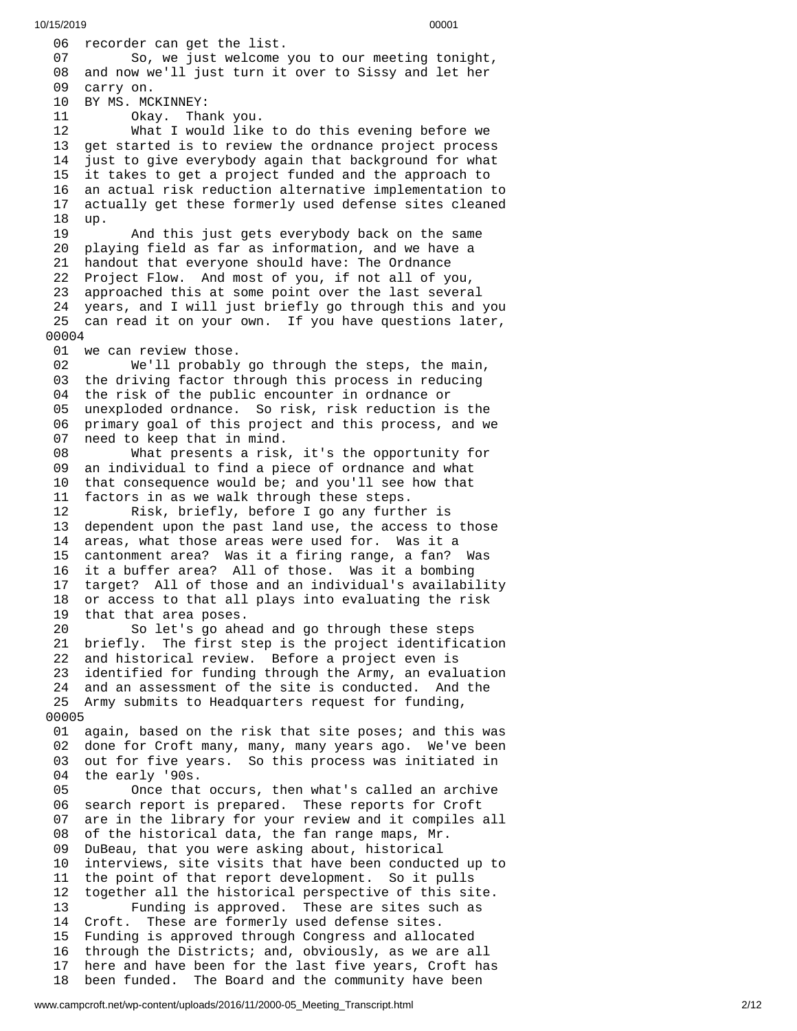06 recorder can get the list.
07 So, we just welcome you to our meeting tonight,
08 and now we'll just turn it over to Sissy and let her
09 carry on.
10 BY MS. MCKINNEY:
11 Okay. Thank you.
12 What I would like to do this evening before we
13 get started is to review the ordnance project process
14 just to give everybody again that background for what
15 it takes to get a project funded and the approach to
16 an actual risk reduction alternative implementation to
17 actually get these formerly used defense sites cleaned
18 up.
19 And this just gets everybody back on the same
20 playing field as far as information, and we have a
21 handout that everyone should have: The Ordnance
22 Project Flow. And most of you, if not all of you,
23 approached this at some point over the last several
24 years, and I will just briefly go through this and you
25 can read it on your own. If you have questions later,
00004
01 we can review those.
02 We'll probably go through the steps, the main,
03 the driving factor through this process in reducing
04 the risk of the public encounter in ordnance or
05 unexploded ordnance. So risk, risk reduction is the
06 primary goal of this project and this process, and we
07 need to keep that in mind.
08 What presents a risk, it's the opportunity for
09 an individual to find a piece of ordnance and what
10 that consequence would be; and you'll see how that
11 factors in as we walk through these steps.
12 Risk, briefly, before I go any further is
13 dependent upon the past land use, the access to those
14 areas, what those areas were used for. Was it a
15 cantonment area? Was it a firing range, a fan? Was
16 it a buffer area? All of those. Was it a bombing
17 target? All of those and an individual's availability
18 or access to that all plays into evaluating the risk
19 that that area poses.
20 So let's go ahead and go through these steps
21 briefly. The first step is the project identification
22 and historical review. Before a project even is
23 identified for funding through the Army, an evaluation
24 and an assessment of the site is conducted. And the
25 Army submits to Headquarters request for funding,
00005
01 again, based on the risk that site poses; and this was
02 done for Croft many, many, many years ago. We've been
03 out for five years. So this process was initiated in
04 the early '90s.
05 Once that occurs, then what's called an archive
06 search report is prepared. These reports for Croft
07 are in the library for your review and it compiles all
08 of the historical data, the fan range maps, Mr.
09 DuBeau, that you were asking about, historical
10 interviews, site visits that have been conducted up to
11 the point of that report development. So it pulls
12 together all the historical perspective of this site.
13 Funding is approved. These are sites such as
14 Croft. These are formerly used defense sites.
15 Funding is approved through Congress and allocated
16 through the Districts; and, obviously, as we are all
17 here and have been for the last five years, Croft has
18 been funded. The Board and the community have been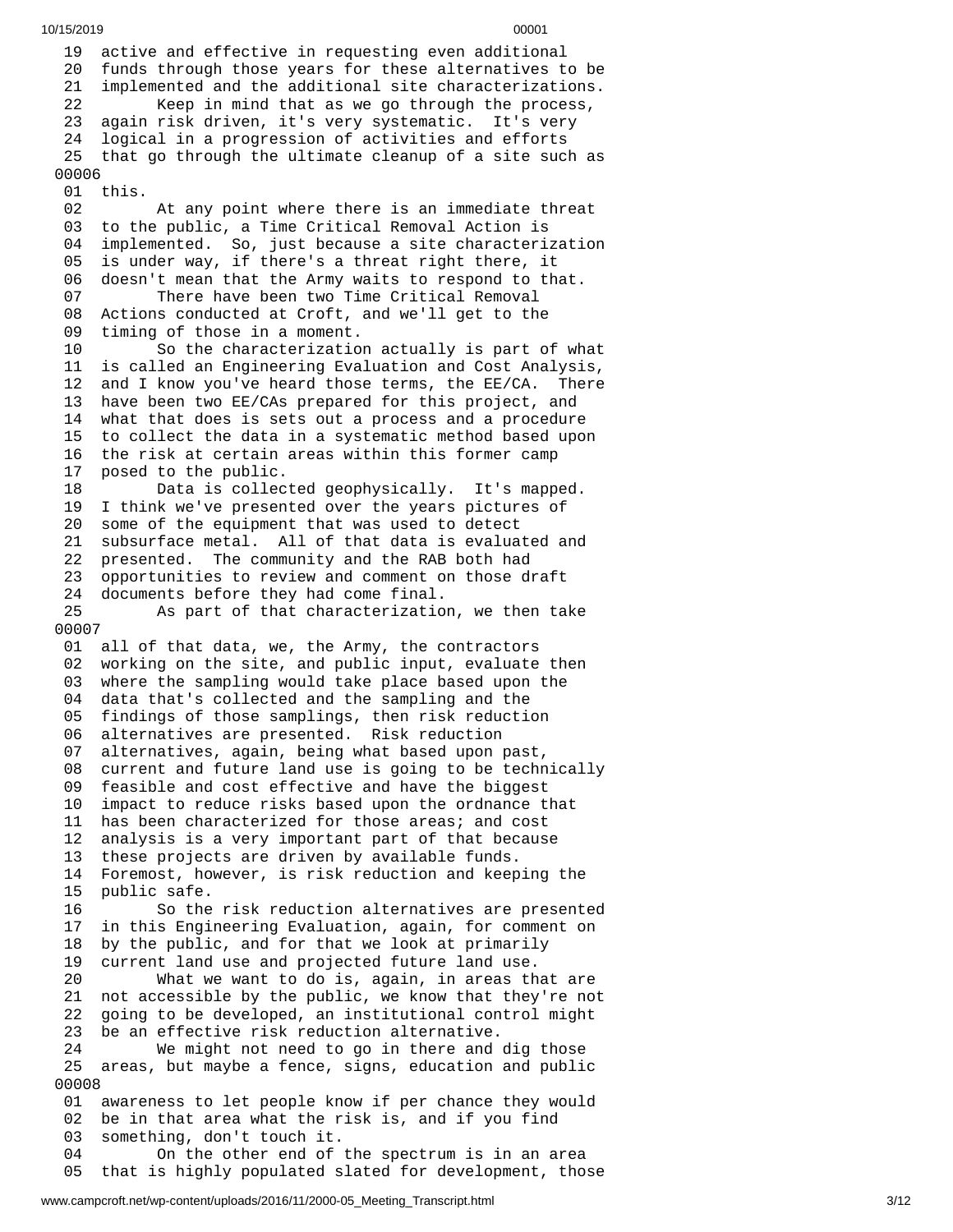19 active and effective in requesting even additional
20 funds through those years for these alternatives to be
21 implemented and the additional site characterizations.
22 Keep in mind that as we go through the process,
23 again risk driven, it's very systematic. It's very
24 logical in a progression of activities and efforts
25 that go through the ultimate cleanup of a site such as

00006

01 this.
02 At any point where there is an immediate threat
03 to the public, a Time Critical Removal Action is
04 implemented. So, just because a site characterization
05 is under way, if there's a threat right there, it
06 doesn't mean that the Army waits to respond to that.
07 There have been two Time Critical Removal
08 Actions conducted at Croft, and we'll get to the
09 timing of those in a moment.
10 So the characterization actually is part of what
11 is called an Engineering Evaluation and Cost Analysis,
12 and I know you've heard those terms, the EE/CA. There
13 have been two EE/CAs prepared for this project, and
14 what that does is sets out a process and a procedure
15 to collect the data in a systematic method based upon
16 the risk at certain areas within this former camp
17 posed to the public.
18 Data is collected geophysically. It's mapped.
19 I think we've presented over the years pictures of
20 some of the equipment that was used to detect
21 subsurface metal. All of that data is evaluated and
22 presented. The community and the RAB both had
23 opportunities to review and comment on those draft
24 documents before they had come final.
25 As part of that characterization, we then take

00007

01 all of that data, we, the Army, the contractors
02 working on the site, and public input, evaluate then
03 where the sampling would take place based upon the
04 data that's collected and the sampling and the
05 findings of those samplings, then risk reduction
06 alternatives are presented. Risk reduction
07 alternatives, again, being what based upon past,
08 current and future land use is going to be technically
09 feasible and cost effective and have the biggest
10 impact to reduce risks based upon the ordnance that
11 has been characterized for those areas; and cost
12 analysis is a very important part of that because
13 these projects are driven by available funds.
14 Foremost, however, is risk reduction and keeping the
15 public safe.
16 So the risk reduction alternatives are presented
17 in this Engineering Evaluation, again, for comment on
18 by the public, and for that we look at primarily
19 current land use and projected future land use.
20 What we want to do is, again, in areas that are
21 not accessible by the public, we know that they're not
22 going to be developed, an institutional control might
23 be an effective risk reduction alternative.
24 We might not need to go in there and dig those
25 areas, but maybe a fence, signs, education and public

00008

01 awareness to let people know if per chance they would
02 be in that area what the risk is, and if you find
03 something, don't touch it.
04 On the other end of the spectrum is in an area
05 that is highly populated slated for development, those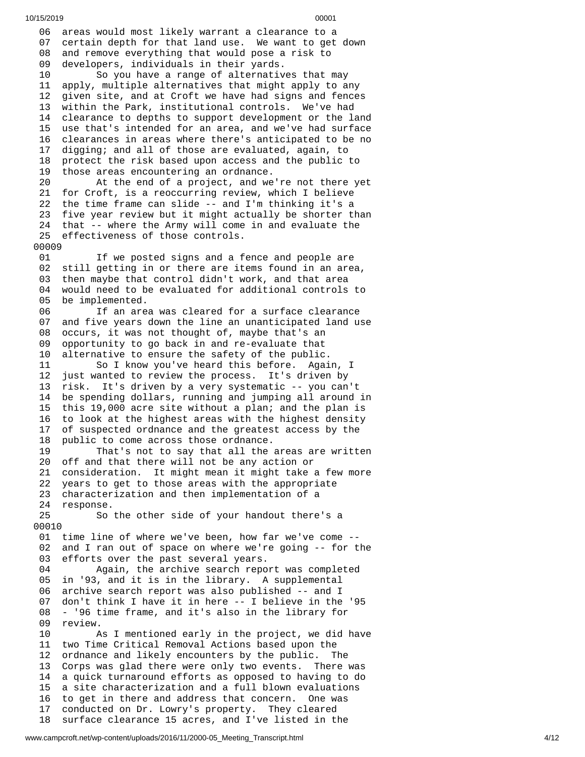06 areas would most likely warrant a clearance to a
07 certain depth for that land use. We want to get down
08 and remove everything that would pose a risk to
09 developers, individuals in their yards.
10 So you have a range of alternatives that may
11 apply, multiple alternatives that might apply to any
12 given site, and at Croft we have had signs and fences
13 within the Park, institutional controls. We've had
14 clearance to depths to support development or the land
15 use that's intended for an area, and we've had surface
16 clearances in areas where there's anticipated to be no
17 digging; and all of those are evaluated, again, to
18 protect the risk based upon access and the public to
19 those areas encountering an ordnance.
20 At the end of a project, and we're not there yet
21 for Croft, is a reoccurring review, which I believe
22 the time frame can slide -- and I'm thinking it's a
23 five year review but it might actually be shorter than
24 that -- where the Army will come in and evaluate the
25 effectiveness of those controls.

00009

01 If we posted signs and a fence and people are
02 still getting in or there are items found in an area,
03 then maybe that control didn't work, and that area
04 would need to be evaluated for additional controls to
05 be implemented.
06 If an area was cleared for a surface clearance
07 and five years down the line an unanticipated land use
08 occurs, it was not thought of, maybe that's an
09 opportunity to go back in and re-evaluate that
10 alternative to ensure the safety of the public.
11 So I know you've heard this before. Again, I
12 just wanted to review the process. It's driven by
13 risk. It's driven by a very systematic -- you can't
14 be spending dollars, running and jumping all around in
15 this 19,000 acre site without a plan; and the plan is
16 to look at the highest areas with the highest density
17 of suspected ordnance and the greatest access by the
18 public to come across those ordnance.
19 That's not to say that all the areas are written
20 off and that there will not be any action or
21 consideration. It might mean it might take a few more
22 years to get to those areas with the appropriate
23 characterization and then implementation of a
24 response.
25 So the other side of your handout there's a

00010

01 time line of where we've been, how far we've come --
02 and I ran out of space on where we're going -- for the
03 efforts over the past several years.
04 Again, the archive search report was completed
05 in '93, and it is in the library. A supplemental
06 archive search report was also published -- and I
07 don't think I have it in here -- I believe in the '95
08 - '96 time frame, and it's also in the library for
09 review.
10 As I mentioned early in the project, we did have
11 two Time Critical Removal Actions based upon the
12 ordnance and likely encounters by the public. The
13 Corps was glad there were only two events. There was
14 a quick turnaround efforts as opposed to having to do
15 a site characterization and a full blown evaluations
16 to get in there and address that concern. One was
17 conducted on Dr. Lowry's property. They cleared
18 surface clearance 15 acres, and I've listed in the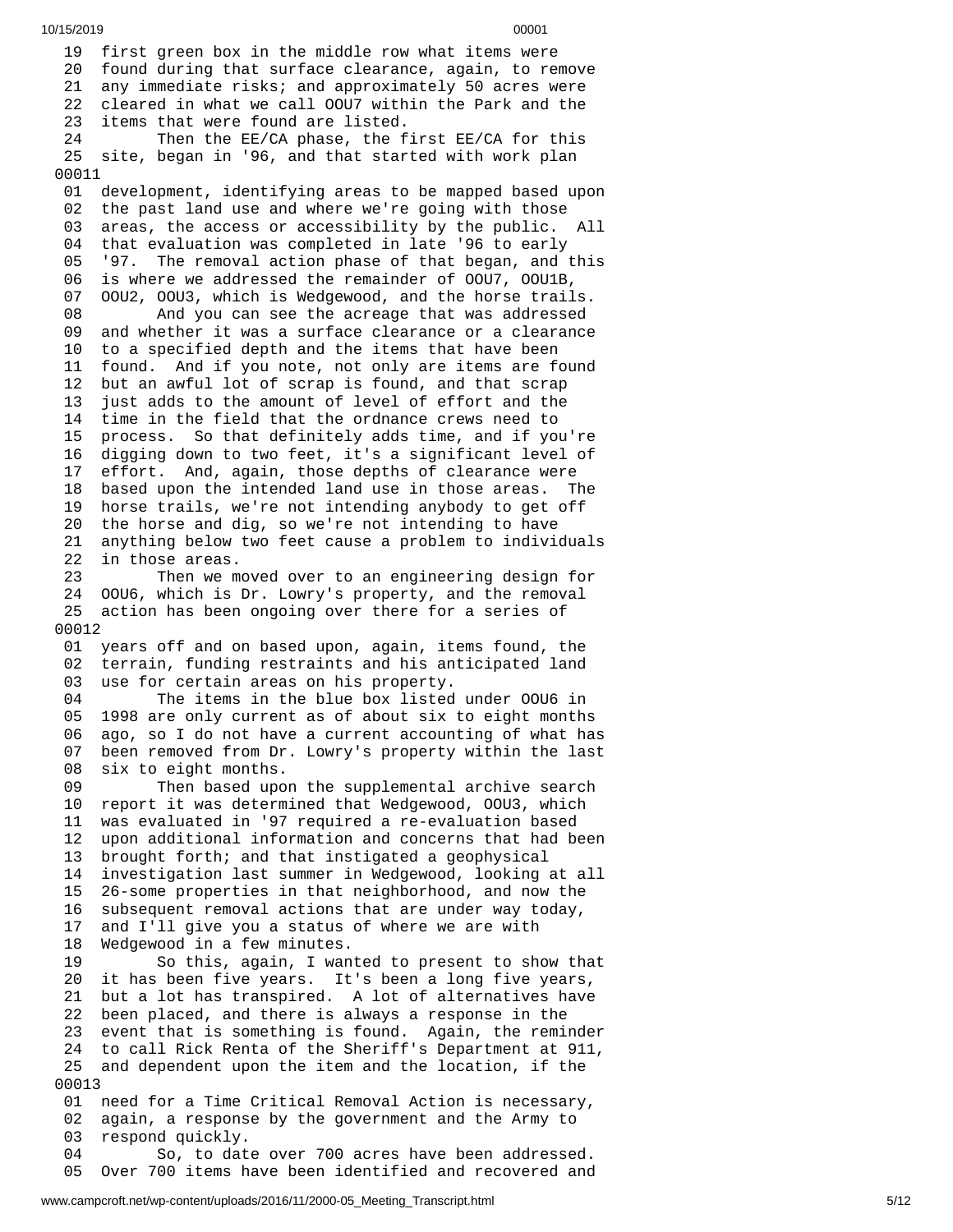19 first green box in the middle row what items were
20 found during that surface clearance, again, to remove
21 any immediate risks; and approximately 50 acres were
22 cleared in what we call OOU7 within the Park and the
23 items that were found are listed.
24 Then the EE/CA phase, the first EE/CA for this
25 site, began in '96, and that started with work plan

00011

01 development, identifying areas to be mapped based upon
02 the past land use and where we're going with those
03 areas, the access or accessibility by the public. All
04 that evaluation was completed in late '96 to early
05 '97. The removal action phase of that began, and this
06 is where we addressed the remainder of OOU7, OOU1B,
07 OOU2, OOU3, which is Wedgewood, and the horse trails.
08 And you can see the acreage that was addressed
09 and whether it was a surface clearance or a clearance
10 to a specified depth and the items that have been
11 found. And if you note, not only are items are found
12 but an awful lot of scrap is found, and that scrap
13 just adds to the amount of level of effort and the
14 time in the field that the ordnance crews need to
15 process. So that definitely adds time, and if you're
16 digging down to two feet, it's a significant level of
17 effort. And, again, those depths of clearance were
18 based upon the intended land use in those areas. The
19 horse trails, we're not intending anybody to get off
20 the horse and dig, so we're not intending to have
21 anything below two feet cause a problem to individuals
22 in those areas.
23 Then we moved over to an engineering design for
24 OOU6, which is Dr. Lowry's property, and the removal
25 action has been ongoing over there for a series of

00012

01 years off and on based upon, again, items found, the
02 terrain, funding restraints and his anticipated land
03 use for certain areas on his property.
04 The items in the blue box listed under OOU6 in
05 1998 are only current as of about six to eight months
06 ago, so I do not have a current accounting of what has
07 been removed from Dr. Lowry's property within the last
08 six to eight months.
09 Then based upon the supplemental archive search
10 report it was determined that Wedgewood, OOU3, which
11 was evaluated in '97 required a re-evaluation based
12 upon additional information and concerns that had been
13 brought forth; and that instigated a geophysical
14 investigation last summer in Wedgewood, looking at all
15 26-some properties in that neighborhood, and now the
16 subsequent removal actions that are under way today,
17 and I'll give you a status of where we are with
18 Wedgewood in a few minutes.
19 So this, again, I wanted to present to show that
20 it has been five years. It's been a long five years,
21 but a lot has transpired. A lot of alternatives have
22 been placed, and there is always a response in the
23 event that is something is found. Again, the reminder
24 to call Rick Renta of the Sheriff's Department at 911,
25 and dependent upon the item and the location, if the

00013

01 need for a Time Critical Removal Action is necessary,
02 again, a response by the government and the Army to
03 respond quickly.
04 So, to date over 700 acres have been addressed.
05 Over 700 items have been identified and recovered and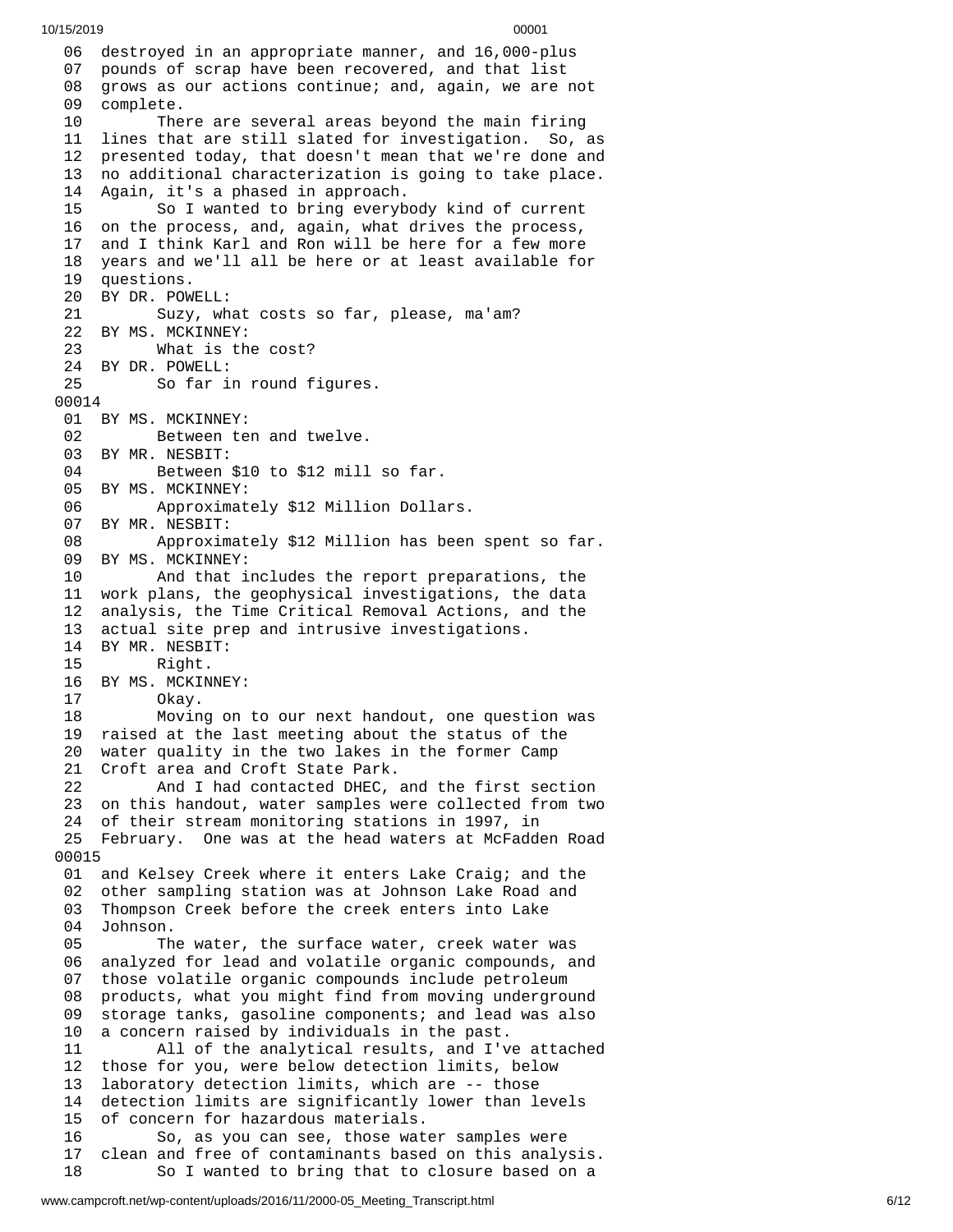06 destroyed in an appropriate manner, and 16,000-plus
07 pounds of scrap have been recovered, and that list
08 grows as our actions continue; and, again, we are not
09 complete.
10 There are several areas beyond the main firing
11 lines that are still slated for investigation. So, as
12 presented today, that doesn't mean that we're done and
13 no additional characterization is going to take place.
14 Again, it's a phased in approach.
15 So I wanted to bring everybody kind of current
16 on the process, and, again, what drives the process,
17 and I think Karl and Ron will be here for a few more
18 years and we'll all be here or at least available for
19 questions.
20 BY DR. POWELL:
21 Suzy, what costs so far, please, ma'am?
22 BY MS. MCKINNEY:
23 What is the cost?
24 BY DR. POWELL:
25 So far in round figures.

00014

01 BY MS. MCKINNEY:
02 Between ten and twelve.
03 BY MR. NESBIT:
04 Between $10 to $12 mill so far.
05 BY MS. MCKINNEY:
06 Approximately $12 Million Dollars.
07 BY MR. NESBIT:
08 Approximately $12 Million has been spent so far.
09 BY MS. MCKINNEY:
10 And that includes the report preparations, the
11 work plans, the geophysical investigations, the data
12 analysis, the Time Critical Removal Actions, and the
13 actual site prep and intrusive investigations.
14 BY MR. NESBIT:
15 Right.
16 BY MS. MCKINNEY:
17 Okay.
18 Moving on to our next handout, one question was
19 raised at the last meeting about the status of the
20 water quality in the two lakes in the former Camp
21 Croft area and Croft State Park.
22 And I had contacted DHEC, and the first section
23 on this handout, water samples were collected from two
24 of their stream monitoring stations in 1997, in
25 February. One was at the head waters at McFadden Road

00015

01 and Kelsey Creek where it enters Lake Craig; and the
02 other sampling station was at Johnson Lake Road and
03 Thompson Creek before the creek enters into Lake
04 Johnson.
05 The water, the surface water, creek water was
06 analyzed for lead and volatile organic compounds, and
07 those volatile organic compounds include petroleum
08 products, what you might find from moving underground
09 storage tanks, gasoline components; and lead was also
10 a concern raised by individuals in the past.
11 All of the analytical results, and I've attached
12 those for you, were below detection limits, below
13 laboratory detection limits, which are -- those
14 detection limits are significantly lower than levels
15 of concern for hazardous materials.
16 So, as you can see, those water samples were
17 clean and free of contaminants based on this analysis.
18 So I wanted to bring that to closure based on a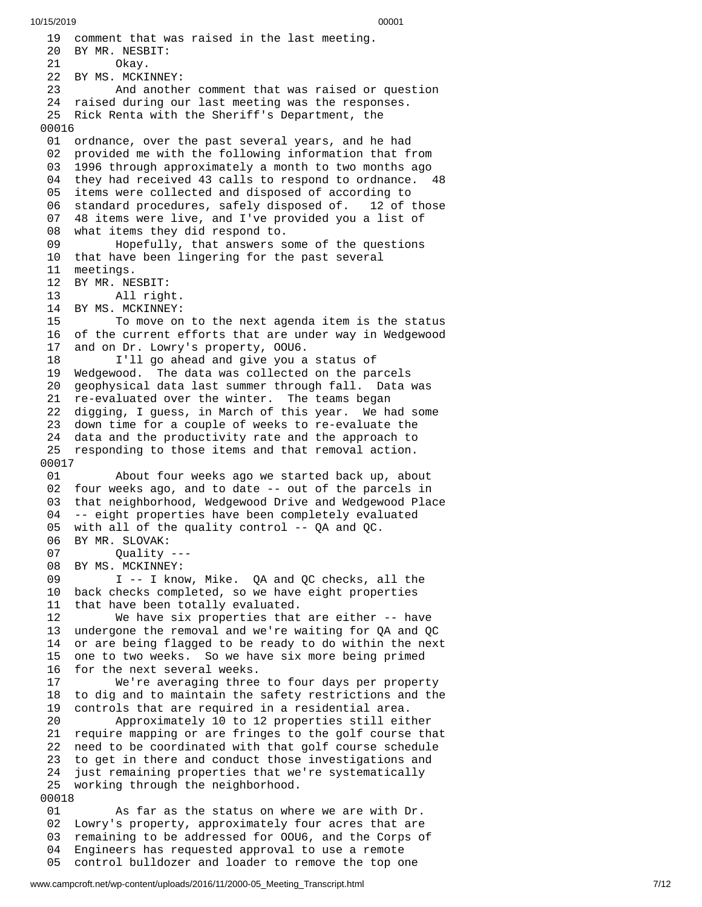19 comment that was raised in the last meeting.
20 BY MR. NESBIT:
21 Okay.
22 BY MS. MCKINNEY:
23 And another comment that was raised or question
24 raised during our last meeting was the responses.
25 Rick Renta with the Sheriff's Department, the

00016

01 ordnance, over the past several years, and he had
02 provided me with the following information that from
03 1996 through approximately a month to two months ago
04 they had received 43 calls to respond to ordnance. 48
05 items were collected and disposed of according to
06 standard procedures, safely disposed of. 12 of those
07 48 items were live, and I've provided you a list of
08 what items they did respond to.
09 Hopefully, that answers some of the questions
10 that have been lingering for the past several
11 meetings.
12 BY MR. NESBIT:
13 All right.
14 BY MS. MCKINNEY:
15 To move on to the next agenda item is the status
16 of the current efforts that are under way in Wedgewood
17 and on Dr. Lowry's property, OOU6.
18 I'll go ahead and give you a status of
19 Wedgewood. The data was collected on the parcels
20 geophysical data last summer through fall. Data was
21 re-evaluated over the winter. The teams began
22 digging, I guess, in March of this year. We had some
23 down time for a couple of weeks to re-evaluate the
24 data and the productivity rate and the approach to
25 responding to those items and that removal action.

00017

01 About four weeks ago we started back up, about
02 four weeks ago, and to date -- out of the parcels in
03 that neighborhood, Wedgewood Drive and Wedgewood Place
04 -- eight properties have been completely evaluated
05 with all of the quality control -- QA and QC.
06 BY MR. SLOVAK:
07 Quality ---
08 BY MS. MCKINNEY:
09 I -- I know, Mike. QA and QC checks, all the
10 back checks completed, so we have eight properties
11 that have been totally evaluated.
12 We have six properties that are either -- have
13 undergone the removal and we're waiting for QA and QC
14 or are being flagged to be ready to do within the next
15 one to two weeks. So we have six more being primed
16 for the next several weeks.
17 We're averaging three to four days per property
18 to dig and to maintain the safety restrictions and the
19 controls that are required in a residential area.
20 Approximately 10 to 12 properties still either
21 require mapping or are fringes to the golf course that
22 need to be coordinated with that golf course schedule
23 to get in there and conduct those investigations and
24 just remaining properties that we're systematically
25 working through the neighborhood.

00018

01 As far as the status on where we are with Dr.
02 Lowry's property, approximately four acres that are
03 remaining to be addressed for OOU6, and the Corps of
04 Engineers has requested approval to use a remote
05 control bulldozer and loader to remove the top one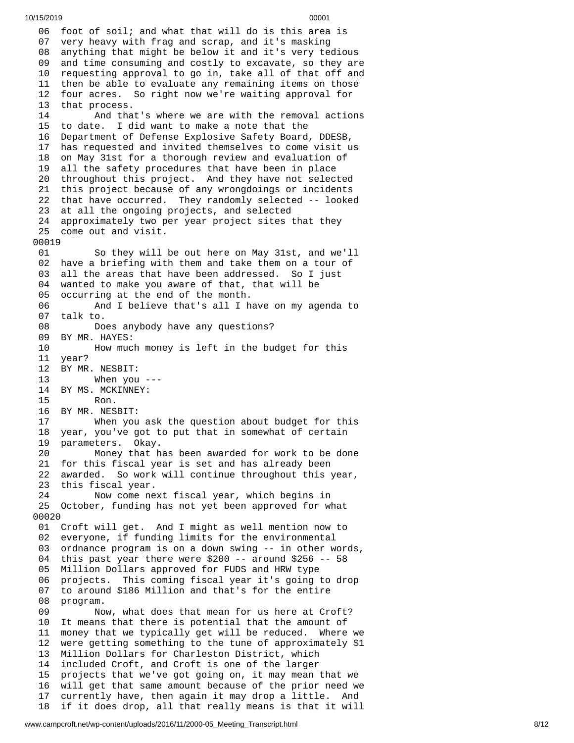06 foot of soil; and what that will do is this area is
07 very heavy with frag and scrap, and it's masking
08 anything that might be below it and it's very tedious
09 and time consuming and costly to excavate, so they are
10 requesting approval to go in, take all of that off and
11 then be able to evaluate any remaining items on those
12 four acres. So right now we're waiting approval for
13 that process.
14 And that's where we are with the removal actions
15 to date. I did want to make a note that the
16 Department of Defense Explosive Safety Board, DDESB,
17 has requested and invited themselves to come visit us
18 on May 31st for a thorough review and evaluation of
19 all the safety procedures that have been in place
20 throughout this project. And they have not selected
21 this project because of any wrongdoings or incidents
22 that have occurred. They randomly selected -- looked
23 at all the ongoing projects, and selected
24 approximately two per year project sites that they
25 come out and visit.

00019

01 So they will be out here on May 31st, and we'll
02 have a briefing with them and take them on a tour of
03 all the areas that have been addressed. So I just
04 wanted to make you aware of that, that will be
05 occurring at the end of the month.
06 And I believe that's all I have on my agenda to
07 talk to.
08 Does anybody have any questions?
09 BY MR. HAYES:
10 How much money is left in the budget for this
11 year?
12 BY MR. NESBIT:
13 When you ---
14 BY MS. MCKINNEY:
15 Ron.
16 BY MR. NESBIT:
17 When you ask the question about budget for this
18 year, you've got to put that in somewhat of certain
19 parameters. Okay.
20 Money that has been awarded for work to be done
21 for this fiscal year is set and has already been
22 awarded. So work will continue throughout this year,
23 this fiscal year.
24 Now come next fiscal year, which begins in
25 October, funding has not yet been approved for what

00020

01 Croft will get. And I might as well mention now to
02 everyone, if funding limits for the environmental
03 ordnance program is on a down swing -- in other words,
04 this past year there were $200 -- around $256 -- 58
05 Million Dollars approved for FUDS and HRW type
06 projects. This coming fiscal year it's going to drop
07 to around $186 Million and that's for the entire
08 program.
09 Now, what does that mean for us here at Croft?
10 It means that there is potential that the amount of
11 money that we typically get will be reduced. Where we
12 were getting something to the tune of approximately $1
13 Million Dollars for Charleston District, which
14 included Croft, and Croft is one of the larger
15 projects that we've got going on, it may mean that we
16 will get that same amount because of the prior need we
17 currently have, then again it may drop a little. And
18 if it does drop, all that really means is that it will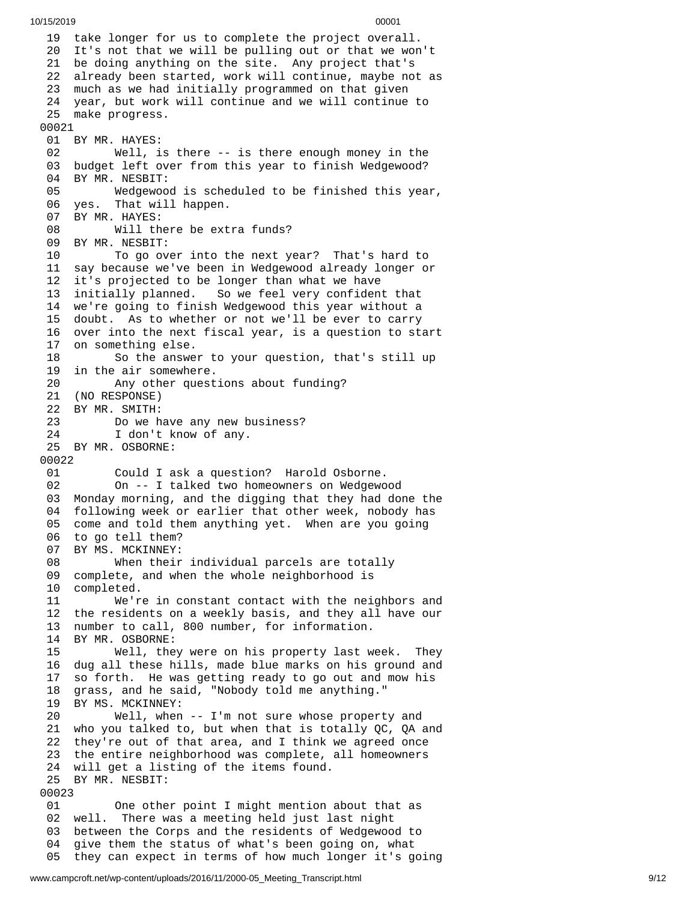```
 19  take longer for us to complete the project overall.
 20  It's not that we will be pulling out or that we won't
 21  be doing anything on the site.  Any project that's
 22  already been started, work will continue, maybe not as
 23  much as we had initially programmed on that given
 24  year, but work will continue and we will continue to
 25  make progress.
00021
 01  BY MR. HAYES:
 02        Well, is there -- is there enough money in the
 03  budget left over from this year to finish Wedgewood?
 04  BY MR. NESBIT:
 05        Wedgewood is scheduled to be finished this year,
 06  yes.  That will happen.
 07  BY MR. HAYES:
 08        Will there be extra funds?
 09  BY MR. NESBIT:
 10        To go over into the next year?  That's hard to
 11  say because we've been in Wedgewood already longer or
 12  it's projected to be longer than what we have
 13  initially planned.   So we feel very confident that
 14  we're going to finish Wedgewood this year without a
 15  doubt.  As to whether or not we'll be ever to carry
 16  over into the next fiscal year, is a question to start
 17  on something else.
 18        So the answer to your question, that's still up
 19  in the air somewhere.
 20        Any other questions about funding?
 21  (NO RESPONSE)
 22  BY MR. SMITH:
 23        Do we have any new business?
 24        I don't know of any.
 25  BY MR. OSBORNE:
00022
 01        Could I ask a question?  Harold Osborne.
 02        On -- I talked two homeowners on Wedgewood
 03  Monday morning, and the digging that they had done the
 04  following week or earlier that other week, nobody has
 05  come and told them anything yet.  When are you going
 06  to go tell them?
 07  BY MS. MCKINNEY:
 08        When their individual parcels are totally
 09  complete, and when the whole neighborhood is
 10  completed.
 11        We're in constant contact with the neighbors and
 12  the residents on a weekly basis, and they all have our
 13  number to call, 800 number, for information.
 14  BY MR. OSBORNE:
 15        Well, they were on his property last week.  They
 16  dug all these hills, made blue marks on his ground and
 17  so forth.  He was getting ready to go out and mow his
 18  grass, and he said, "Nobody told me anything."
 19  BY MS. MCKINNEY:
 20        Well, when -- I'm not sure whose property and
 21  who you talked to, but when that is totally QC, QA and
 22  they're out of that area, and I think we agreed once
 23  the entire neighborhood was complete, all homeowners
 24  will get a listing of the items found.
 25  BY MR. NESBIT:
00023
 01        One other point I might mention about that as
 02  well.  There was a meeting held just last night
 03  between the Corps and the residents of Wedgewood to
 04  give them the status of what's been going on, what
 05  they can expect in terms of how much longer it's going
```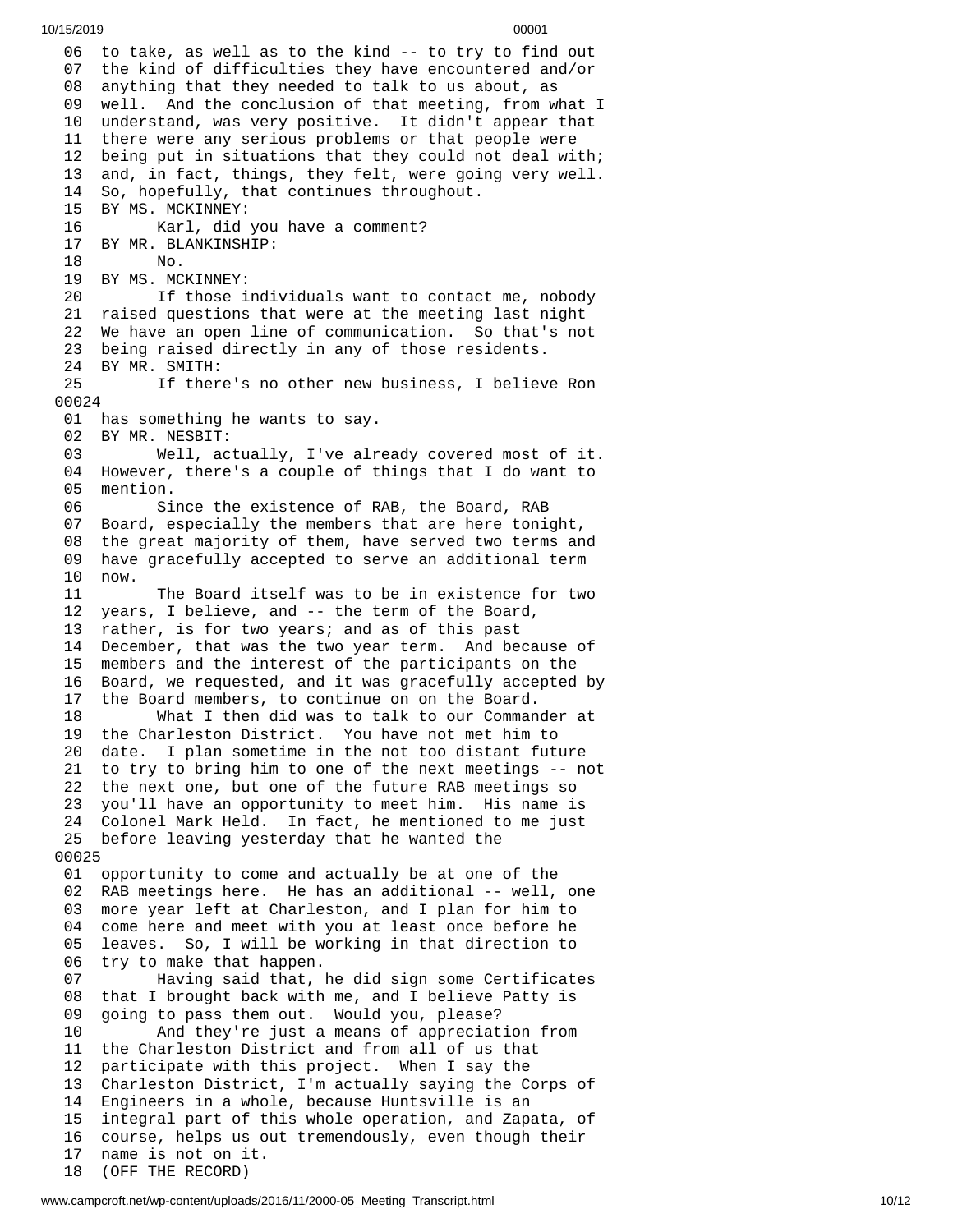```
 06  to take, as well as to the kind -- to try to find out
 07  the kind of difficulties they have encountered and/or
 08  anything that they needed to talk to us about, as
 09  well.  And the conclusion of that meeting, from what I
 10  understand, was very positive.  It didn't appear that
 11  there were any serious problems or that people were
 12  being put in situations that they could not deal with;
 13  and, in fact, things, they felt, were going very well.
 14  So, hopefully, that continues throughout.
 15  BY MS. MCKINNEY:
 16        Karl, did you have a comment?
 17  BY MR. BLANKINSHIP:
 18        No.
 19  BY MS. MCKINNEY:
 20        If those individuals want to contact me, nobody
 21  raised questions that were at the meeting last night
 22  We have an open line of communication.  So that's not
 23  being raised directly in any of those residents.
 24  BY MR. SMITH:
 25        If there's no other new business, I believe Ron
00024
 01  has something he wants to say.
 02  BY MR. NESBIT:
 03        Well, actually, I've already covered most of it.
 04  However, there's a couple of things that I do want to
 05  mention.
 06        Since the existence of RAB, the Board, RAB
 07  Board, especially the members that are here tonight,
 08  the great majority of them, have served two terms and
 09  have gracefully accepted to serve an additional term
 10  now.
 11        The Board itself was to be in existence for two
 12  years, I believe, and -- the term of the Board,
 13  rather, is for two years; and as of this past
 14  December, that was the two year term.  And because of
 15  members and the interest of the participants on the
 16  Board, we requested, and it was gracefully accepted by
 17  the Board members, to continue on on the Board.
 18        What I then did was to talk to our Commander at
 19  the Charleston District.  You have not met him to
 20  date.  I plan sometime in the not too distant future
 21  to try to bring him to one of the next meetings -- not
 22  the next one, but one of the future RAB meetings so
 23  you'll have an opportunity to meet him.  His name is
 24  Colonel Mark Held.  In fact, he mentioned to me just
 25  before leaving yesterday that he wanted the
00025
 01  opportunity to come and actually be at one of the
 02  RAB meetings here.  He has an additional -- well, one
 03  more year left at Charleston, and I plan for him to
 04  come here and meet with you at least once before he
 05  leaves.  So, I will be working in that direction to
 06  try to make that happen.
 07        Having said that, he did sign some Certificates
 08  that I brought back with me, and I believe Patty is
 09  going to pass them out.  Would you, please?
 10        And they're just a means of appreciation from
 11  the Charleston District and from all of us that
 12  participate with this project.  When I say the
 13  Charleston District, I'm actually saying the Corps of
 14  Engineers in a whole, because Huntsville is an
 15  integral part of this whole operation, and Zapata, of
 16  course, helps us out tremendously, even though their
 17  name is not on it.
 18  (OFF THE RECORD)
```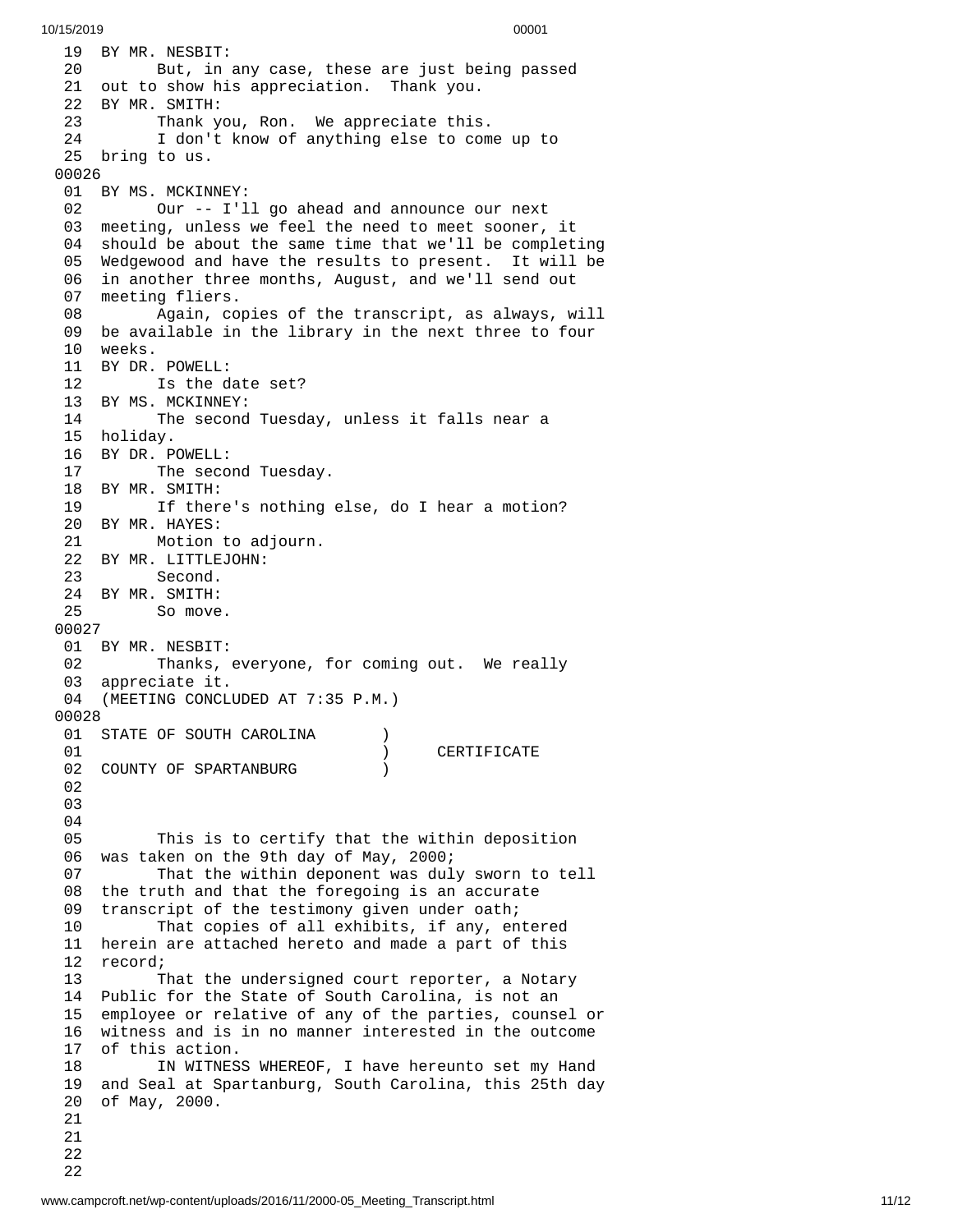```
 19  BY MR. NESBIT:
 20        But, in any case, these are just being passed
 21  out to show his appreciation.  Thank you.
 22  BY MR. SMITH:
 23        Thank you, Ron.  We appreciate this.
 24        I don't know of anything else to come up to
 25  bring to us.
00026
 01  BY MS. MCKINNEY:
 02        Our -- I'll go ahead and announce our next
 03  meeting, unless we feel the need to meet sooner, it
 04  should be about the same time that we'll be completing
 05  Wedgewood and have the results to present.  It will be
 06  in another three months, August, and we'll send out
 07  meeting fliers.
 08        Again, copies of the transcript, as always, will
 09  be available in the library in the next three to four
 10  weeks.
 11  BY DR. POWELL:
 12        Is the date set?
 13  BY MS. MCKINNEY:
 14        The second Tuesday, unless it falls near a
 15  holiday.
 16  BY DR. POWELL:
 17        The second Tuesday.
 18  BY MR. SMITH:
 19        If there's nothing else, do I hear a motion?
 20  BY MR. HAYES:
 21        Motion to adjourn.
 22  BY MR. LITTLEJOHN:
 23        Second.
 24  BY MR. SMITH:
 25        So move.
00027
 01  BY MR. NESBIT:
 02        Thanks, everyone, for coming out.  We really
 03  appreciate it.
 04  (MEETING CONCLUDED AT 7:35 P.M.)
00028
 01  STATE OF SOUTH CAROLINA       )
 01                                )     CERTIFICATE
 02  COUNTY OF SPARTANBURG         )
 02
 03
 04
 05        This is to certify that the within deposition
 06  was taken on the 9th day of May, 2000;
 07        That the within deponent was duly sworn to tell
 08  the truth and that the foregoing is an accurate
 09  transcript of the testimony given under oath;
 10        That copies of all exhibits, if any, entered
 11  herein are attached hereto and made a part of this
 12  record;
 13        That the undersigned court reporter, a Notary
 14  Public for the State of South Carolina, is not an
 15  employee or relative of any of the parties, counsel or
 16  witness and is in no manner interested in the outcome
 17  of this action.
 18        IN WITNESS WHEREOF, I have hereunto set my Hand
 19  and Seal at Spartanburg, South Carolina, this 25th day
 20  of May, 2000.
 21
 21
 22
 22
```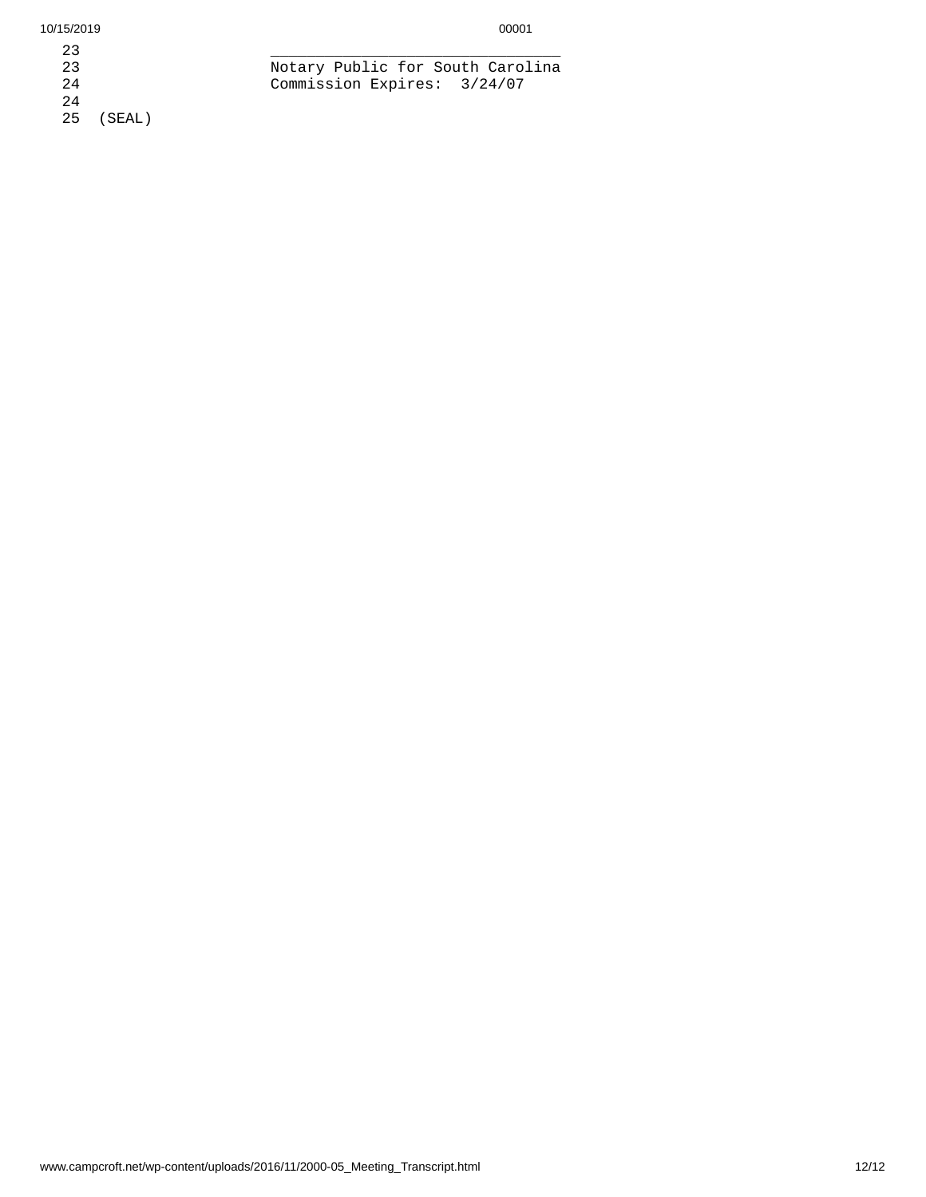```
 23                              ________________________________
 23                              Notary Public for South Carolina
 24                              Commission Expires:  3/24/07
 24
 25  (SEAL)
```